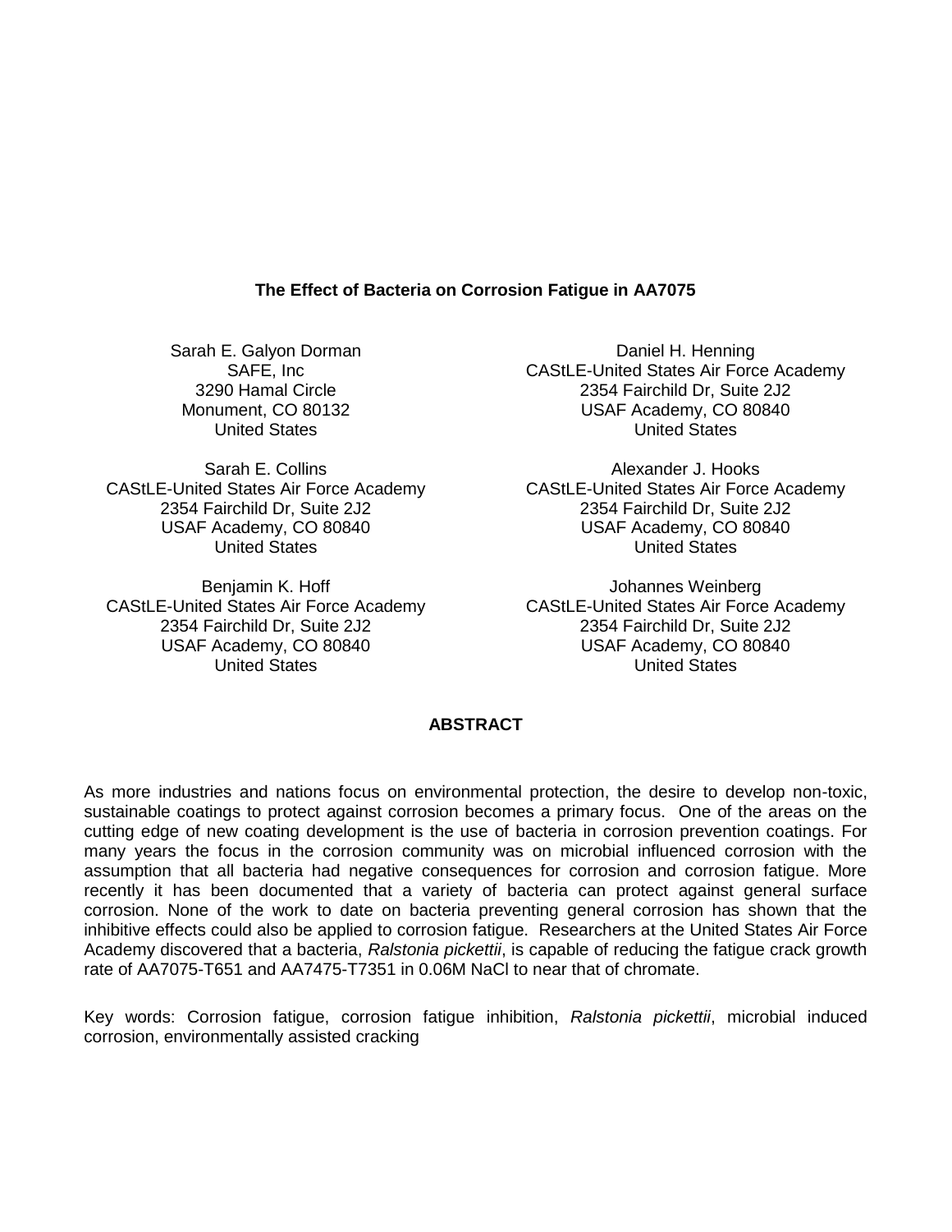# The Effect of Bacteria on Corrosion Fatigue in AA7075

Sarah E. Galyon Dorman
SAFE, Inc
3290 Hamal Circle
Monument, CO 80132
United States

Daniel H. Henning
CAStLE-United States Air Force Academy
2354 Fairchild Dr, Suite 2J2
USAF Academy, CO 80840
United States

Sarah E. Collins
CAStLE-United States Air Force Academy
2354 Fairchild Dr, Suite 2J2
USAF Academy, CO 80840
United States

Alexander J. Hooks
CAStLE-United States Air Force Academy
2354 Fairchild Dr, Suite 2J2
USAF Academy, CO 80840
United States

Benjamin K. Hoff
CAStLE-United States Air Force Academy
2354 Fairchild Dr, Suite 2J2
USAF Academy, CO 80840
United States

Johannes Weinberg
CAStLE-United States Air Force Academy
2354 Fairchild Dr, Suite 2J2
USAF Academy, CO 80840
United States

## ABSTRACT

As more industries and nations focus on environmental protection, the desire to develop non-toxic, sustainable coatings to protect against corrosion becomes a primary focus. One of the areas on the cutting edge of new coating development is the use of bacteria in corrosion prevention coatings. For many years the focus in the corrosion community was on microbial influenced corrosion with the assumption that all bacteria had negative consequences for corrosion and corrosion fatigue. More recently it has been documented that a variety of bacteria can protect against general surface corrosion. None of the work to date on bacteria preventing general corrosion has shown that the inhibitive effects could also be applied to corrosion fatigue. Researchers at the United States Air Force Academy discovered that a bacteria, *Ralstonia pickettii*, is capable of reducing the fatigue crack growth rate of AA7075-T651 and AA7475-T7351 in 0.06M NaCl to near that of chromate.

Key words: Corrosion fatigue, corrosion fatigue inhibition, *Ralstonia pickettii*, microbial induced corrosion, environmentally assisted cracking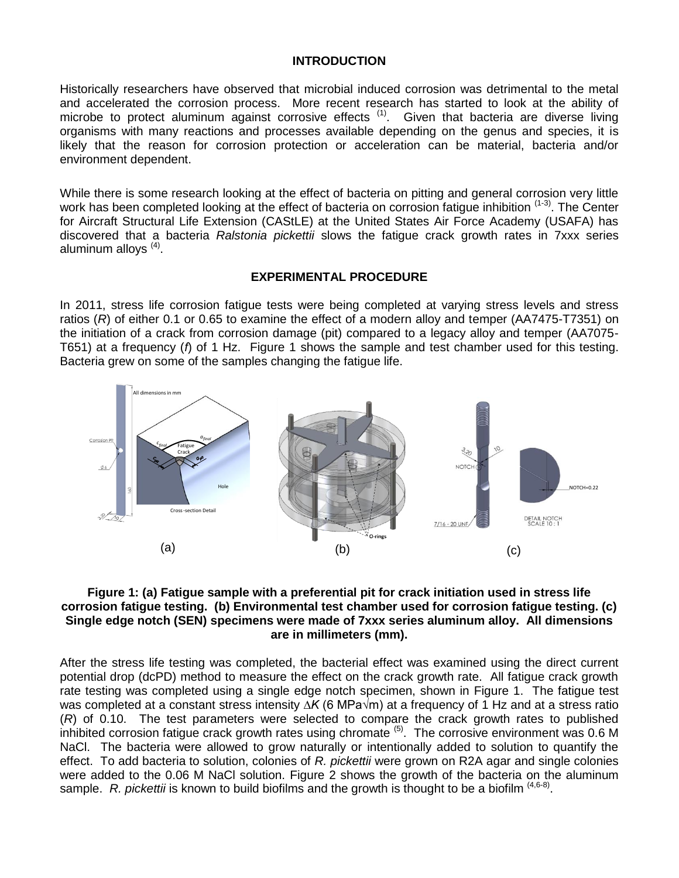## INTRODUCTION

Historically researchers have observed that microbial induced corrosion was detrimental to the metal and accelerated the corrosion process. More recent research has started to look at the ability of microbe to protect aluminum against corrosive effects [1]. Given that bacteria are diverse living organisms with many reactions and processes available depending on the genus and species, it is likely that the reason for corrosion protection or acceleration can be material, bacteria and/or environment dependent.

While there is some research looking at the effect of bacteria on pitting and general corrosion very little work has been completed looking at the effect of bacteria on corrosion fatigue inhibition [1-3]. The Center for Aircraft Structural Life Extension (CAStLE) at the United States Air Force Academy (USAFA) has discovered that a bacteria *Ralstonia pickettii* slows the fatigue crack growth rates in 7xxx series aluminum alloys [4].

## EXPERIMENTAL PROCEDURE

In 2011, stress life corrosion fatigue tests were being completed at varying stress levels and stress ratios ($R$) of either 0.1 or 0.65 to examine the effect of a modern alloy and temper (AA7475-T7351) on the initiation of a crack from corrosion damage (pit) compared to a legacy alloy and temper (AA7075-T651) at a frequency ($f$) of 1 Hz. Figure 1 shows the sample and test chamber used for this testing. Bacteria grew on some of the samples changing the fatigue life.

**Figure 1: (a) Fatigue sample with a preferential pit for crack initiation used in stress life corrosion fatigue testing. (b) Environmental test chamber used for corrosion fatigue testing. (c) Single edge notch (SEN) specimens were made of 7xxx series aluminum alloy. All dimensions are in millimeters (mm).**

After the stress life testing was completed, the bacterial effect was examined using the direct current potential drop (dcPD) method to measure the effect on the crack growth rate. All fatigue crack growth rate testing was completed using a single edge notch specimen, shown in Figure 1. The fatigue test was completed at a constant stress intensity $\Delta K$ (6 MPa$\sqrt{m}$) at a frequency of 1 Hz and at a stress ratio ($R$) of 0.10. The test parameters were selected to compare the crack growth rates to published inhibited corrosion fatigue crack growth rates using chromate [5]. The corrosive environment was 0.6 M NaCl. The bacteria were allowed to grow naturally or intentionally added to solution to quantify the effect. To add bacteria to solution, colonies of *R. pickettii* were grown on R2A agar and single colonies were added to the 0.06 M NaCl solution. Figure 2 shows the growth of the bacteria on the aluminum sample. *R. pickettii* is known to build biofilms and the growth is thought to be a biofilm [4,6-8].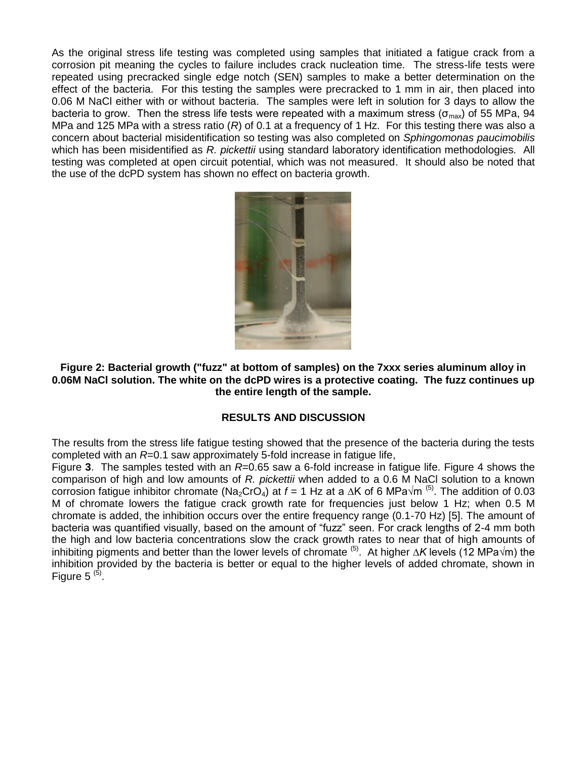As the original stress life testing was completed using samples that initiated a fatigue crack from a corrosion pit meaning the cycles to failure includes crack nucleation time. The stress-life tests were repeated using precracked single edge notch (SEN) samples to make a better determination on the effect of the bacteria. For this testing the samples were precracked to 1 mm in air, then placed into 0.06 M NaCl either with or without bacteria. The samples were left in solution for 3 days to allow the bacteria to grow. Then the stress life tests were repeated with a maximum stress ($\sigma_{max}$) of 55 MPa, 94 MPa and 125 MPa with a stress ratio ($R$) of 0.1 at a frequency of 1 Hz. For this testing there was also a concern about bacterial misidentification so testing was also completed on *Sphingomonas paucimobilis* which has been misidentified as *R. pickettii* using standard laboratory identification methodologies. All testing was completed at open circuit potential, which was not measured. It should also be noted that the use of the dcPD system has shown no effect on bacteria growth.

**Figure 2: Bacterial growth ("fuzz" at bottom of samples) on the 7xxx series aluminum alloy in 0.06M NaCl solution. The white on the dcPD wires is a protective coating. The fuzz continues up the entire length of the sample.**

## RESULTS AND DISCUSSION

The results from the stress life fatigue testing showed that the presence of the bacteria during the tests completed with an $R$=0.1 saw approximately 5-fold increase in fatigue life, Figure **3**. The samples tested with an $R$=0.65 saw a 6-fold increase in fatigue life. Figure 4 shows the comparison of high and low amounts of *R. pickettii* when added to a 0.6 M NaCl solution to a known corrosion fatigue inhibitor chromate ($Na_2CrO_4$) at $f$ = 1 Hz at a $\Delta K$ of 6 MPa√m [(5)]. The addition of 0.03 M of chromate lowers the fatigue crack growth rate for frequencies just below 1 Hz; when 0.5 M chromate is added, the inhibition occurs over the entire frequency range (0.1-70 Hz) [5]. The amount of bacteria was quantified visually, based on the amount of "fuzz" seen. For crack lengths of 2-4 mm both the high and low bacteria concentrations slow the crack growth rates to near that of high amounts of inhibiting pigments and better than the lower levels of chromate [(5)]. At higher $\Delta K$ levels (12 MPa√m) the inhibition provided by the bacteria is better or equal to the higher levels of added chromate, shown in Figure 5 [(5)].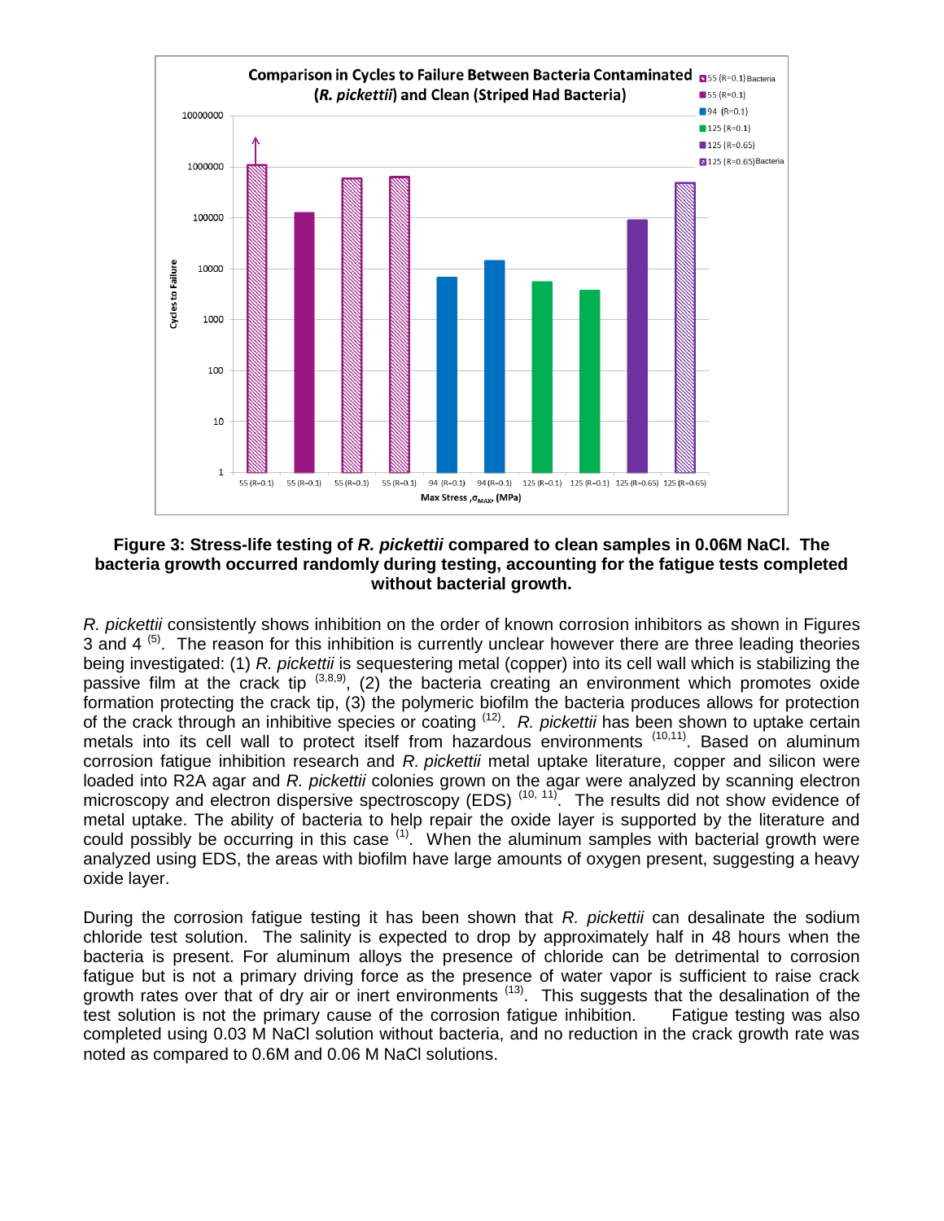**Figure 3: Stress-life testing of *R. pickettii* compared to clean samples in 0.06M NaCl. The bacteria growth occurred randomly during testing, accounting for the fatigue tests completed without bacterial growth.**

*R. pickettii* consistently shows inhibition on the order of known corrosion inhibitors as shown in Figures 3 and 4 [5]. The reason for this inhibition is currently unclear however there are three leading theories being investigated: (1) *R. pickettii* is sequestering metal (copper) into its cell wall which is stabilizing the passive film at the crack tip [3,8,9], (2) the bacteria creating an environment which promotes oxide formation protecting the crack tip, (3) the polymeric biofilm the bacteria produces allows for protection of the crack through an inhibitive species or coating [12]. *R. pickettii* has been shown to uptake certain metals into its cell wall to protect itself from hazardous environments [10,11]. Based on aluminum corrosion fatigue inhibition research and *R. pickettii* metal uptake literature, copper and silicon were loaded into R2A agar and *R. pickettii* colonies grown on the agar were analyzed by scanning electron microscopy and electron dispersive spectroscopy (EDS) [10, 11]. The results did not show evidence of metal uptake. The ability of bacteria to help repair the oxide layer is supported by the literature and could possibly be occurring in this case [1]. When the aluminum samples with bacterial growth were analyzed using EDS, the areas with biofilm have large amounts of oxygen present, suggesting a heavy oxide layer.

During the corrosion fatigue testing it has been shown that *R. pickettii* can desalinate the sodium chloride test solution. The salinity is expected to drop by approximately half in 48 hours when the bacteria is present. For aluminum alloys the presence of chloride can be detrimental to corrosion fatigue but is not a primary driving force as the presence of water vapor is sufficient to raise crack growth rates over that of dry air or inert environments [13]. This suggests that the desalination of the test solution is not the primary cause of the corrosion fatigue inhibition. Fatigue testing was also completed using 0.03 M NaCl solution without bacteria, and no reduction in the crack growth rate was noted as compared to 0.6M and 0.06 M NaCl solutions.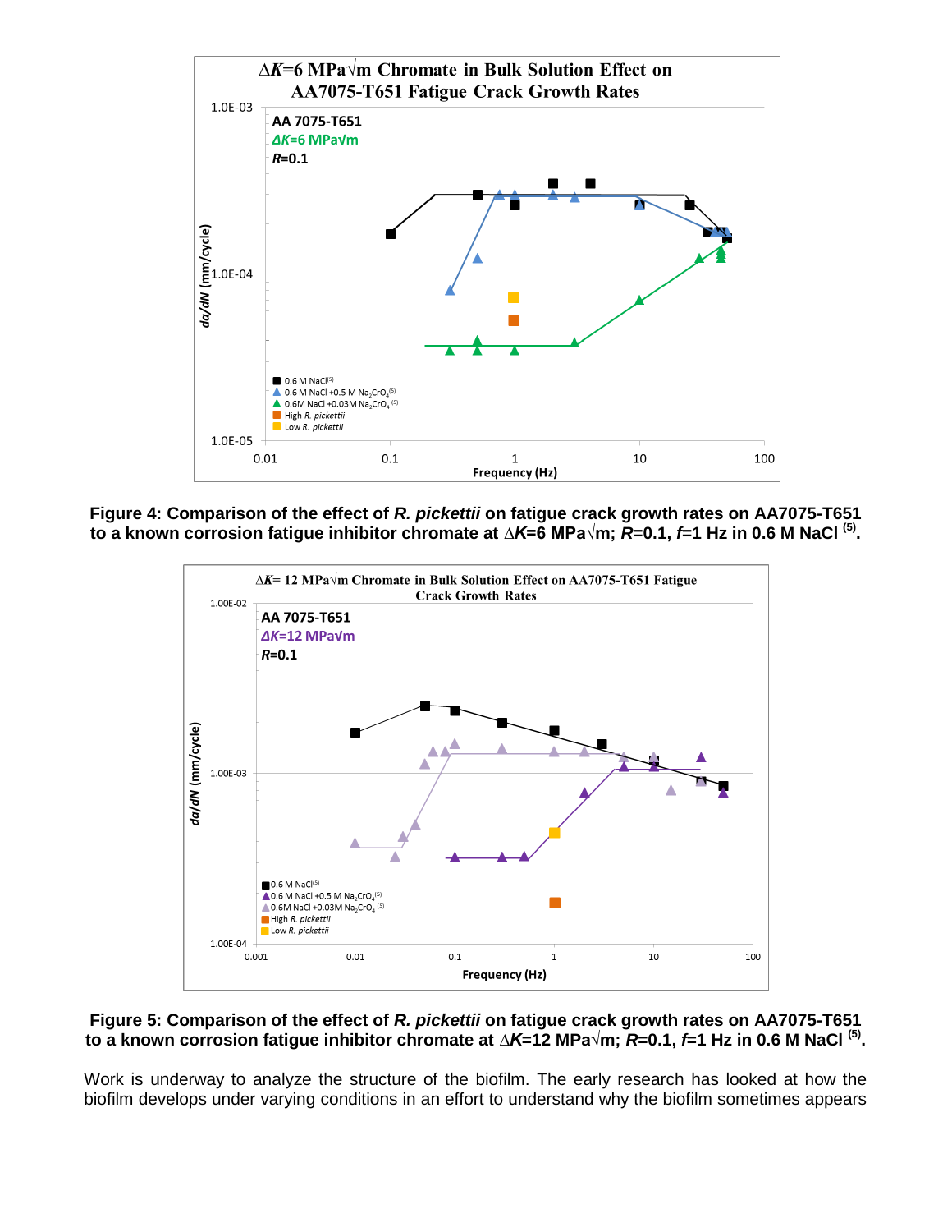**Figure 4: Comparison of the effect of *R. pickettii* on fatigue crack growth rates on AA7075-T651 to a known corrosion fatigue inhibitor chromate at $\Delta K$=6 MPa√m; $R$=0.1, $f$=1 Hz in 0.6 M NaCl [5].**

**Figure 5: Comparison of the effect of *R. pickettii* on fatigue crack growth rates on AA7075-T651 to a known corrosion fatigue inhibitor chromate at $\Delta K$=12 MPa√m; $R$=0.1, $f$=1 Hz in 0.6 M NaCl [5].**

Work is underway to analyze the structure of the biofilm. The early research has looked at how the biofilm develops under varying conditions in an effort to understand why the biofilm sometimes appears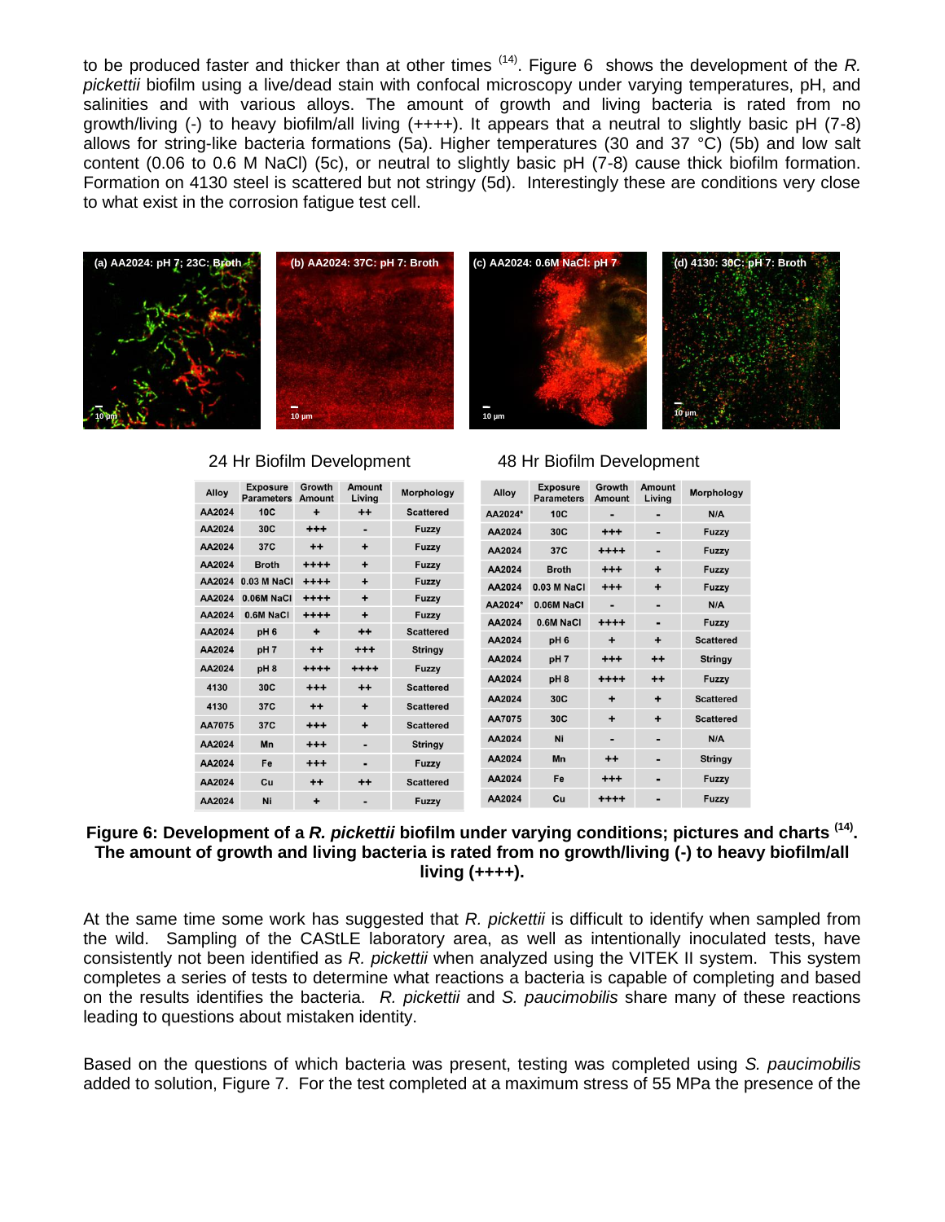to be produced faster and thicker than at other times [14]. Figure 6 shows the development of the *R. pickettii* biofilm using a live/dead stain with confocal microscopy under varying temperatures, pH, and salinities and with various alloys. The amount of growth and living bacteria is rated from no growth/living (-) to heavy biofilm/all living (++++). It appears that a neutral to slightly basic pH (7-8) allows for string-like bacteria formations (5a). Higher temperatures (30 and 37 °C) (5b) and low salt content (0.06 to 0.6 M NaCl) (5c), or neutral to slightly basic pH (7-8) cause thick biofilm formation. Formation on 4130 steel is scattered but not stringy (5d). Interestingly these are conditions very close to what exist in the corrosion fatigue test cell.

(a) AA2024: pH 7; 23C: Broth (b) AA2024: 37C: pH 7: Broth (c) AA2024: 0.6M NaCl: pH 7 (d) 4130: 30C: pH 7: Broth

24 Hr Biofilm Development

| Alloy | Exposure Parameters | Growth Amount | Amount Living | Morphology |
|---|---|---|---|---|
| AA2024 | 10C | + | ++ | Scattered |
| AA2024 | 30C | +++ | - | Fuzzy |
| AA2024 | 37C | ++ | + | Fuzzy |
| AA2024 | Broth | ++++ | + | Fuzzy |
| AA2024 | 0.03 M NaCl | ++++ | + | Fuzzy |
| AA2024 | 0.06M NaCl | ++++ | + | Fuzzy |
| AA2024 | 0.6M NaCl | ++++ | + | Fuzzy |
| AA2024 | pH 6 | + | ++ | Scattered |
| AA2024 | pH 7 | ++ | +++ | Stringy |
| AA2024 | pH 8 | ++++ | ++++ | Fuzzy |
| 4130 | 30C | +++ | ++ | Scattered |
| 4130 | 37C | ++ | + | Scattered |
| AA7075 | 37C | +++ | + | Scattered |
| AA2024 | Mn | +++ | - | Stringy |
| AA2024 | Fe | +++ | - | Fuzzy |
| AA2024 | Cu | ++ | ++ | Scattered |
| AA2024 | Ni | + | - | Fuzzy |

48 Hr Biofilm Development

| Alloy | Exposure Parameters | Growth Amount | Amount Living | Morphology |
|---|---|---|---|---|
| AA2024* | 10C | - | - | N/A |
| AA2024 | 30C | +++ | - | Fuzzy |
| AA2024 | 37C | ++++ | - | Fuzzy |
| AA2024 | Broth | +++ | + | Fuzzy |
| AA2024 | 0.03 M NaCl | +++ | + | Fuzzy |
| AA2024* | 0.06M NaCl | - | - | N/A |
| AA2024 | 0.6M NaCl | ++++ | - | Fuzzy |
| AA2024 | pH 6 | + | + | Scattered |
| AA2024 | pH 7 | +++ | ++ | Stringy |
| AA2024 | pH 8 | ++++ | ++ | Fuzzy |
| AA2024 | 30C | + | + | Scattered |
| AA7075 | 30C | + | + | Scattered |
| AA2024 | Ni | - | - | N/A |
| AA2024 | Mn | ++ | - | Stringy |
| AA2024 | Fe | +++ | - | Fuzzy |
| AA2024 | Cu | ++++ | - | Fuzzy |

**Figure 6: Development of a *R. pickettii* biofilm under varying conditions; pictures and charts [14]. The amount of growth and living bacteria is rated from no growth/living (-) to heavy biofilm/all living (++++).**

At the same time some work has suggested that *R. pickettii* is difficult to identify when sampled from the wild. Sampling of the CAStLE laboratory area, as well as intentionally inoculated tests, have consistently not been identified as *R. pickettii* when analyzed using the VITEK II system. This system completes a series of tests to determine what reactions a bacteria is capable of completing and based on the results identifies the bacteria. *R. pickettii* and *S. paucimobilis* share many of these reactions leading to questions about mistaken identity.

Based on the questions of which bacteria was present, testing was completed using *S. paucimobilis* added to solution, Figure 7. For the test completed at a maximum stress of 55 MPa the presence of the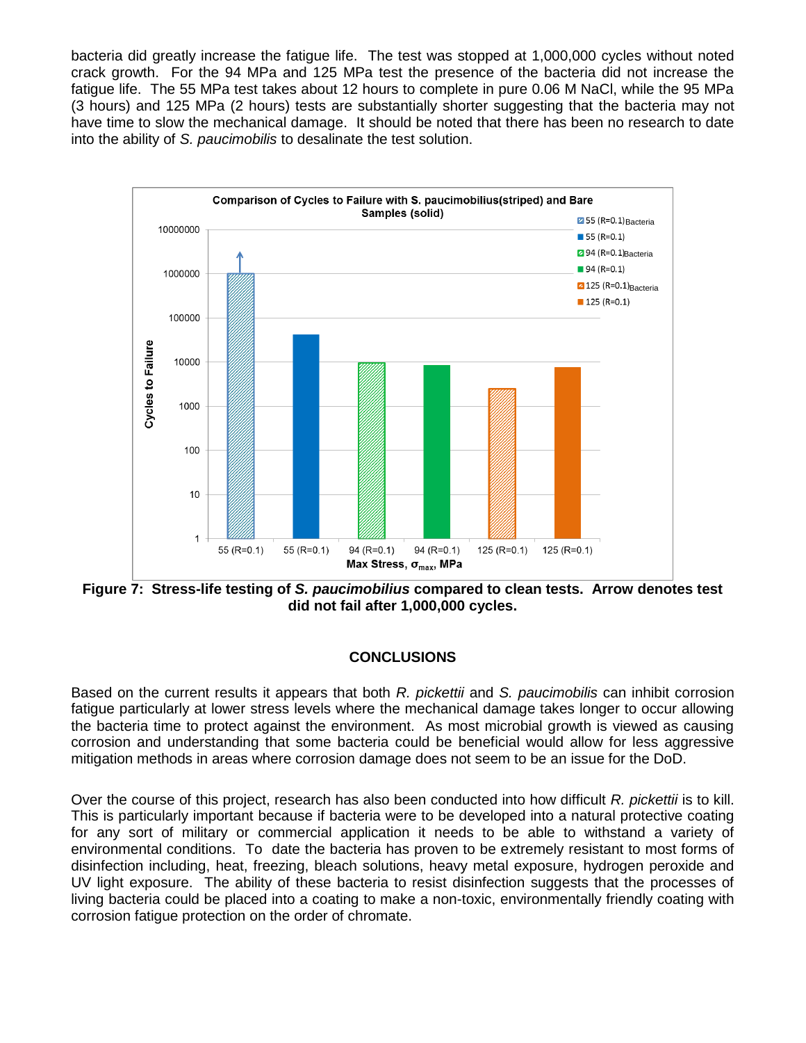bacteria did greatly increase the fatigue life. The test was stopped at 1,000,000 cycles without noted crack growth. For the 94 MPa and 125 MPa test the presence of the bacteria did not increase the fatigue life. The 55 MPa test takes about 12 hours to complete in pure 0.06 M NaCl, while the 95 MPa (3 hours) and 125 MPa (2 hours) tests are substantially shorter suggesting that the bacteria may not have time to slow the mechanical damage. It should be noted that there has been no research to date into the ability of *S. paucimobilis* to desalinate the test solution.

**Figure 7: Stress-life testing of *S. paucimobilius* compared to clean tests. Arrow denotes test did not fail after 1,000,000 cycles.**

## CONCLUSIONS

Based on the current results it appears that both *R. pickettii* and *S. paucimobilis* can inhibit corrosion fatigue particularly at lower stress levels where the mechanical damage takes longer to occur allowing the bacteria time to protect against the environment. As most microbial growth is viewed as causing corrosion and understanding that some bacteria could be beneficial would allow for less aggressive mitigation methods in areas where corrosion damage does not seem to be an issue for the DoD.

Over the course of this project, research has also been conducted into how difficult *R. pickettii* is to kill. This is particularly important because if bacteria were to be developed into a natural protective coating for any sort of military or commercial application it needs to be able to withstand a variety of environmental conditions. To date the bacteria has proven to be extremely resistant to most forms of disinfection including, heat, freezing, bleach solutions, heavy metal exposure, hydrogen peroxide and UV light exposure. The ability of these bacteria to resist disinfection suggests that the processes of living bacteria could be placed into a coating to make a non-toxic, environmentally friendly coating with corrosion fatigue protection on the order of chromate.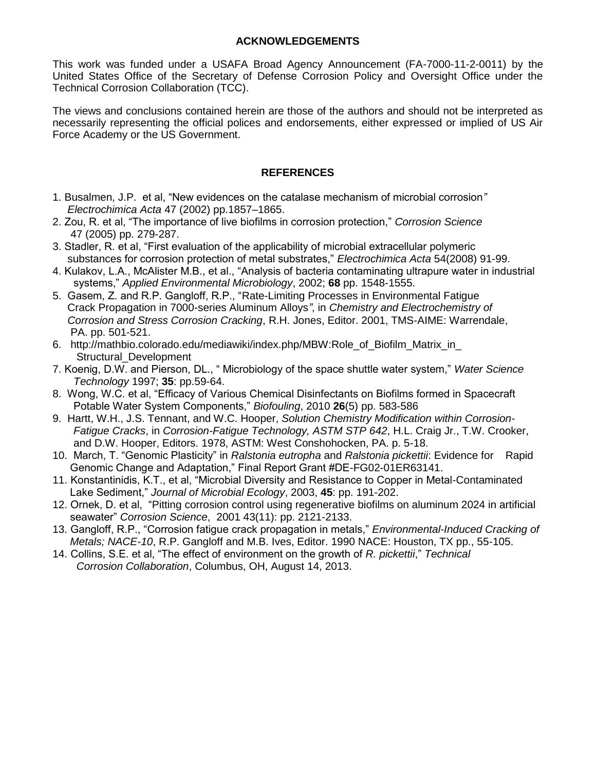## ACKNOWLEDGEMENTS

This work was funded under a USAFA Broad Agency Announcement (FA-7000-11-2-0011) by the United States Office of the Secretary of Defense Corrosion Policy and Oversight Office under the Technical Corrosion Collaboration (TCC).

The views and conclusions contained herein are those of the authors and should not be interpreted as necessarily representing the official polices and endorsements, either expressed or implied of US Air Force Academy or the US Government.

## REFERENCES

1. Busalmen, J.P. et al, "New evidences on the catalase mechanism of microbial corrosion" *Electrochimica Acta* 47 (2002) pp.1857–1865.
2. Zou, R. et al, "The importance of live biofilms in corrosion protection," *Corrosion Science* 47 (2005) pp. 279-287.
3. Stadler, R. et al, "First evaluation of the applicability of microbial extracellular polymeric substances for corrosion protection of metal substrates," *Electrochimica Acta* 54(2008) 91-99.
4. Kulakov, L.A., McAlister M.B., et al., "Analysis of bacteria contaminating ultrapure water in industrial systems," *Applied Environmental Microbiology*, 2002; **68** pp. 1548-1555.
5. Gasem, Z. and R.P. Gangloff, R.P., "Rate-Limiting Processes in Environmental Fatigue Crack Propagation in 7000-series Aluminum Alloys", in *Chemistry and Electrochemistry of Corrosion and Stress Corrosion Cracking*, R.H. Jones, Editor. 2001, TMS-AIME: Warrendale, PA. pp. 501-521.
6. http://mathbio.colorado.edu/mediawiki/index.php/MBW:Role_of_Biofilm_Matrix_in_Structural_Development
7. Koenig, D.W. and Pierson, DL., " Microbiology of the space shuttle water system," *Water Science Technology* 1997; **35**: pp.59-64.
8. Wong, W.C. et al, "Efficacy of Various Chemical Disinfectants on Biofilms formed in Spacecraft Potable Water System Components," *Biofouling*, 2010 **26**(5) pp. 583-586
9. Hartt, W.H., J.S. Tennant, and W.C. Hooper, *Solution Chemistry Modification within Corrosion-Fatigue Cracks*, in *Corrosion-Fatigue Technology, ASTM STP 642*, H.L. Craig Jr., T.W. Crooker, and D.W. Hooper, Editors. 1978, ASTM: West Conshohocken, PA. p. 5-18.
10. March, T. "Genomic Plasticity" in *Ralstonia eutropha* and *Ralstonia pickettii*: Evidence for Rapid Genomic Change and Adaptation," Final Report Grant #DE-FG02-01ER63141.
11. Konstantinidis, K.T., et al, "Microbial Diversity and Resistance to Copper in Metal-Contaminated Lake Sediment," *Journal of Microbial Ecology*, 2003, **45**: pp. 191-202.
12. Ornek, D. et al, "Pitting corrosion control using regenerative biofilms on aluminum 2024 in artificial seawater" *Corrosion Science*, 2001 43(11): pp. 2121-2133.
13. Gangloff, R.P., "Corrosion fatigue crack propagation in metals," *Environmental-Induced Cracking of Metals; NACE-10*, R.P. Gangloff and M.B. Ives, Editor. 1990 NACE: Houston, TX pp., 55-105.
14. Collins, S.E. et al, "The effect of environment on the growth of *R. pickettii*," *Technical Corrosion Collaboration*, Columbus, OH, August 14, 2013.